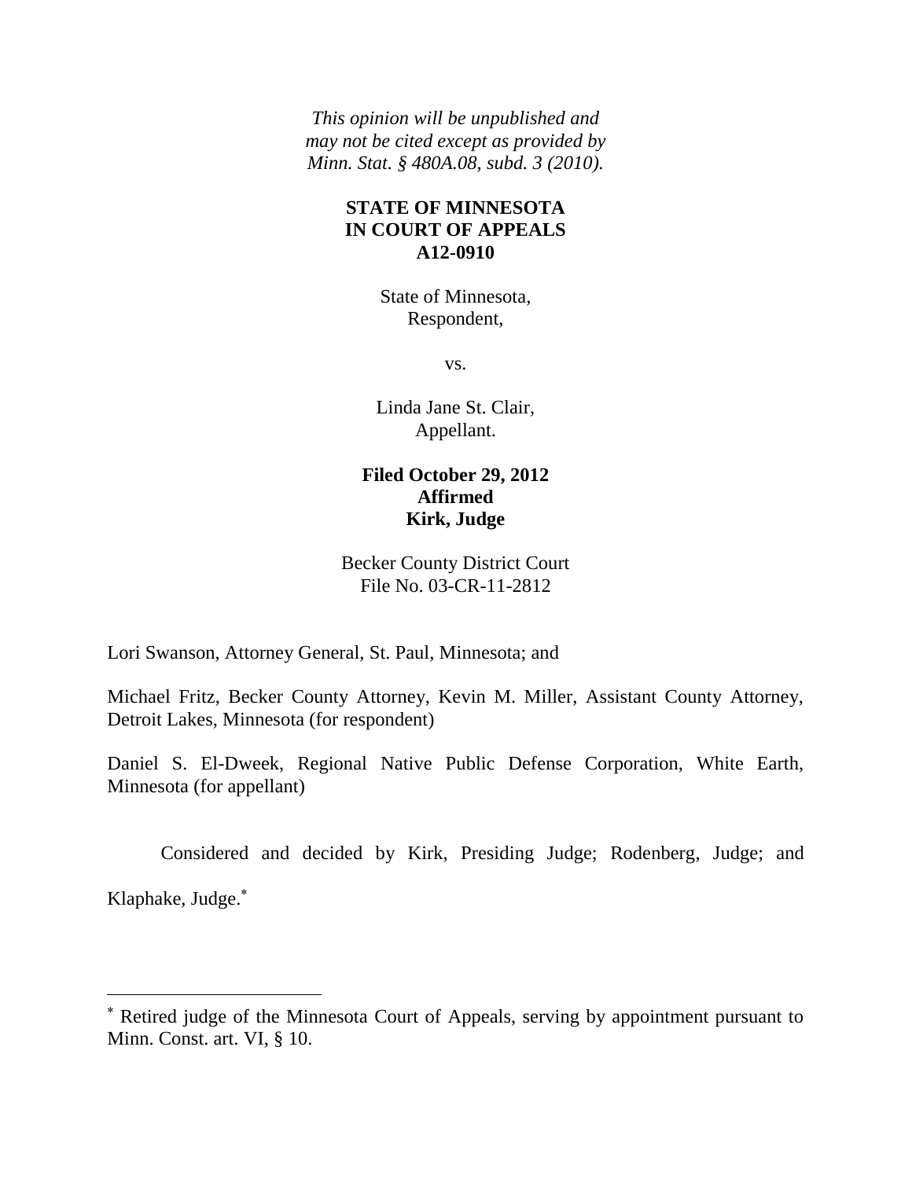*This opinion will be unpublished and may not be cited except as provided by Minn. Stat. § 480A.08, subd. 3 (2010).*

**STATE OF MINNESOTA**
**IN COURT OF APPEALS**
**A12-0910**

State of Minnesota,
Respondent,

vs.

Linda Jane St. Clair,
Appellant.

**Filed October 29, 2012**
**Affirmed**
**Kirk, Judge**

Becker County District Court
File No. 03-CR-11-2812

Lori Swanson, Attorney General, St. Paul, Minnesota; and

Michael Fritz, Becker County Attorney, Kevin M. Miller, Assistant County Attorney, Detroit Lakes, Minnesota (for respondent)

Daniel S. El-Dweek, Regional Native Public Defense Corporation, White Earth, Minnesota (for appellant)

Considered and decided by Kirk, Presiding Judge; Rodenberg, Judge; and Klaphake, Judge.[*]

---

[*] Retired judge of the Minnesota Court of Appeals, serving by appointment pursuant to Minn. Const. art. VI, § 10.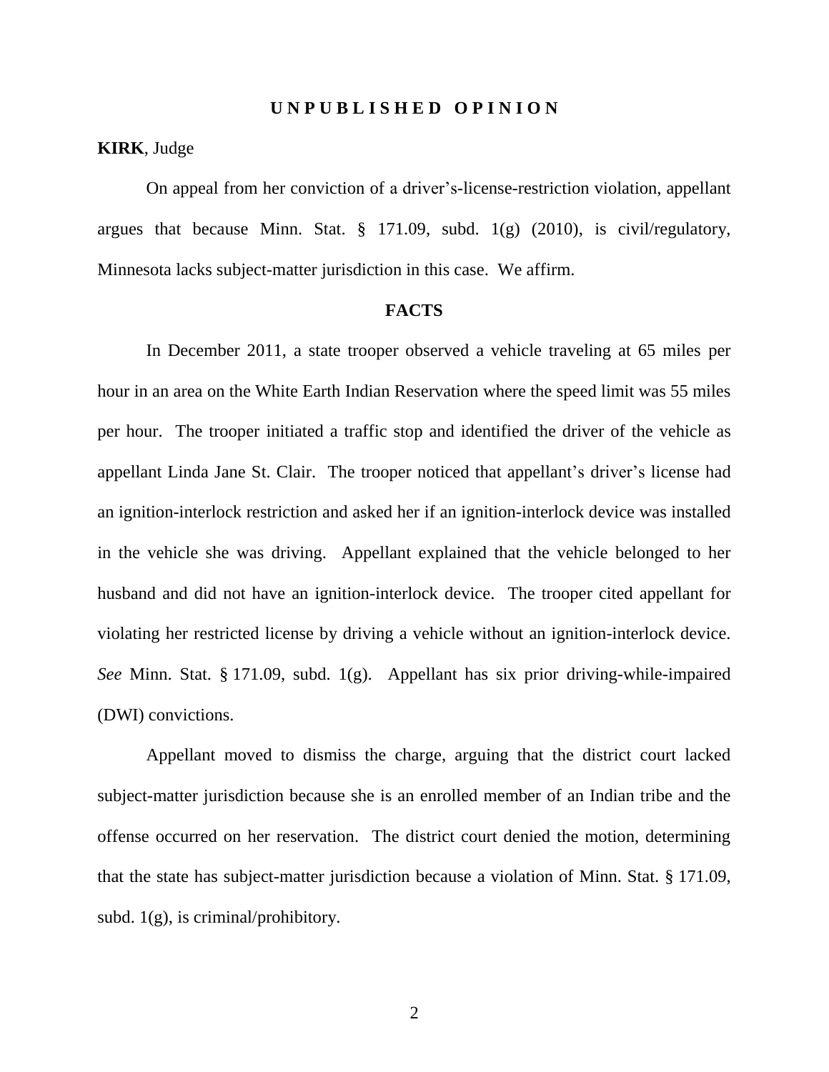## U N P U B L I S H E D   O P I N I O N

**KIRK**, Judge

On appeal from her conviction of a driver's-license-restriction violation, appellant argues that because Minn. Stat. § 171.09, subd. 1(g) (2010), is civil/regulatory, Minnesota lacks subject-matter jurisdiction in this case. We affirm.

## FACTS

In December 2011, a state trooper observed a vehicle traveling at 65 miles per hour in an area on the White Earth Indian Reservation where the speed limit was 55 miles per hour. The trooper initiated a traffic stop and identified the driver of the vehicle as appellant Linda Jane St. Clair. The trooper noticed that appellant's driver's license had an ignition-interlock restriction and asked her if an ignition-interlock device was installed in the vehicle she was driving. Appellant explained that the vehicle belonged to her husband and did not have an ignition-interlock device. The trooper cited appellant for violating her restricted license by driving a vehicle without an ignition-interlock device. *See* Minn. Stat. § 171.09, subd. 1(g). Appellant has six prior driving-while-impaired (DWI) convictions.

Appellant moved to dismiss the charge, arguing that the district court lacked subject-matter jurisdiction because she is an enrolled member of an Indian tribe and the offense occurred on her reservation. The district court denied the motion, determining that the state has subject-matter jurisdiction because a violation of Minn. Stat. § 171.09, subd. 1(g), is criminal/prohibitory.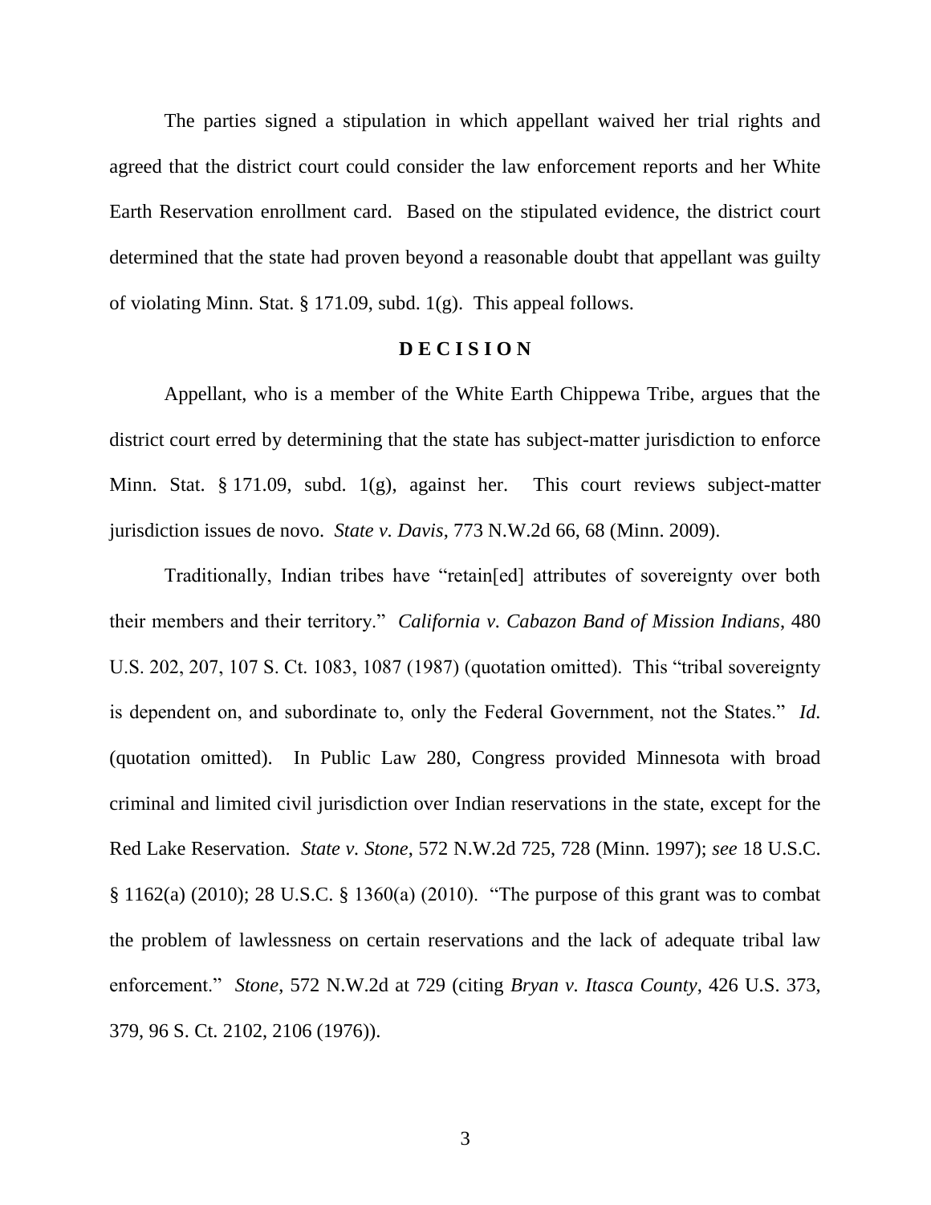The parties signed a stipulation in which appellant waived her trial rights and agreed that the district court could consider the law enforcement reports and her White Earth Reservation enrollment card. Based on the stipulated evidence, the district court determined that the state had proven beyond a reasonable doubt that appellant was guilty of violating Minn. Stat. § 171.09, subd. 1(g). This appeal follows.

**D E C I S I O N**

Appellant, who is a member of the White Earth Chippewa Tribe, argues that the district court erred by determining that the state has subject-matter jurisdiction to enforce Minn. Stat. § 171.09, subd. 1(g), against her. This court reviews subject-matter jurisdiction issues de novo. *State v. Davis*, 773 N.W.2d 66, 68 (Minn. 2009).

Traditionally, Indian tribes have "retain[ed] attributes of sovereignty over both their members and their territory." *California v. Cabazon Band of Mission Indians*, 480 U.S. 202, 207, 107 S. Ct. 1083, 1087 (1987) (quotation omitted). This "tribal sovereignty is dependent on, and subordinate to, only the Federal Government, not the States." *Id.* (quotation omitted). In Public Law 280, Congress provided Minnesota with broad criminal and limited civil jurisdiction over Indian reservations in the state, except for the Red Lake Reservation. *State v. Stone*, 572 N.W.2d 725, 728 (Minn. 1997); *see* 18 U.S.C. § 1162(a) (2010); 28 U.S.C. § 1360(a) (2010). "The purpose of this grant was to combat the problem of lawlessness on certain reservations and the lack of adequate tribal law enforcement." *Stone*, 572 N.W.2d at 729 (citing *Bryan v. Itasca County*, 426 U.S. 373, 379, 96 S. Ct. 2102, 2106 (1976)).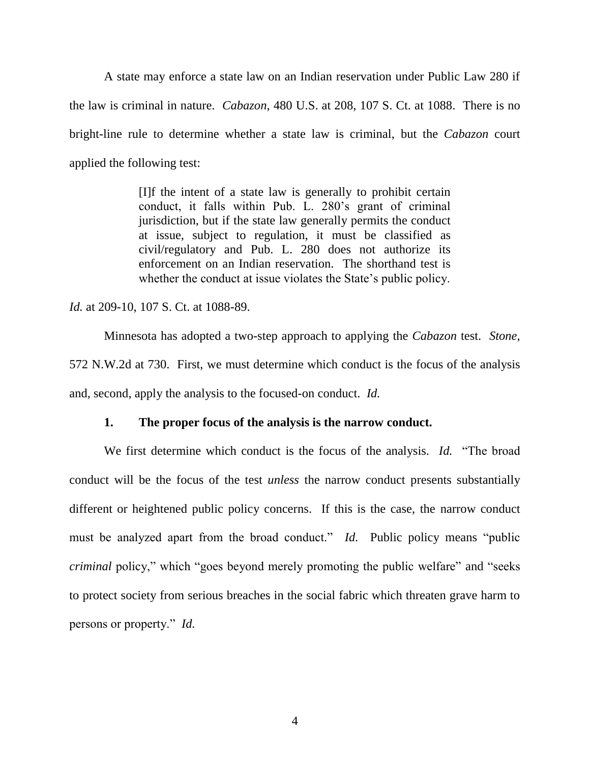A state may enforce a state law on an Indian reservation under Public Law 280 if the law is criminal in nature. *Cabazon*, 480 U.S. at 208, 107 S. Ct. at 1088. There is no bright-line rule to determine whether a state law is criminal, but the *Cabazon* court applied the following test:

> [I]f the intent of a state law is generally to prohibit certain conduct, it falls within Pub. L. 280's grant of criminal jurisdiction, but if the state law generally permits the conduct at issue, subject to regulation, it must be classified as civil/regulatory and Pub. L. 280 does not authorize its enforcement on an Indian reservation. The shorthand test is whether the conduct at issue violates the State's public policy.

*Id.* at 209-10, 107 S. Ct. at 1088-89.

Minnesota has adopted a two-step approach to applying the *Cabazon* test. *Stone*, 572 N.W.2d at 730. First, we must determine which conduct is the focus of the analysis and, second, apply the analysis to the focused-on conduct. *Id.*

### 1. The proper focus of the analysis is the narrow conduct.

We first determine which conduct is the focus of the analysis. *Id.* "The broad conduct will be the focus of the test *unless* the narrow conduct presents substantially different or heightened public policy concerns. If this is the case, the narrow conduct must be analyzed apart from the broad conduct." *Id.* Public policy means "public *criminal* policy," which "goes beyond merely promoting the public welfare" and "seeks to protect society from serious breaches in the social fabric which threaten grave harm to persons or property." *Id.*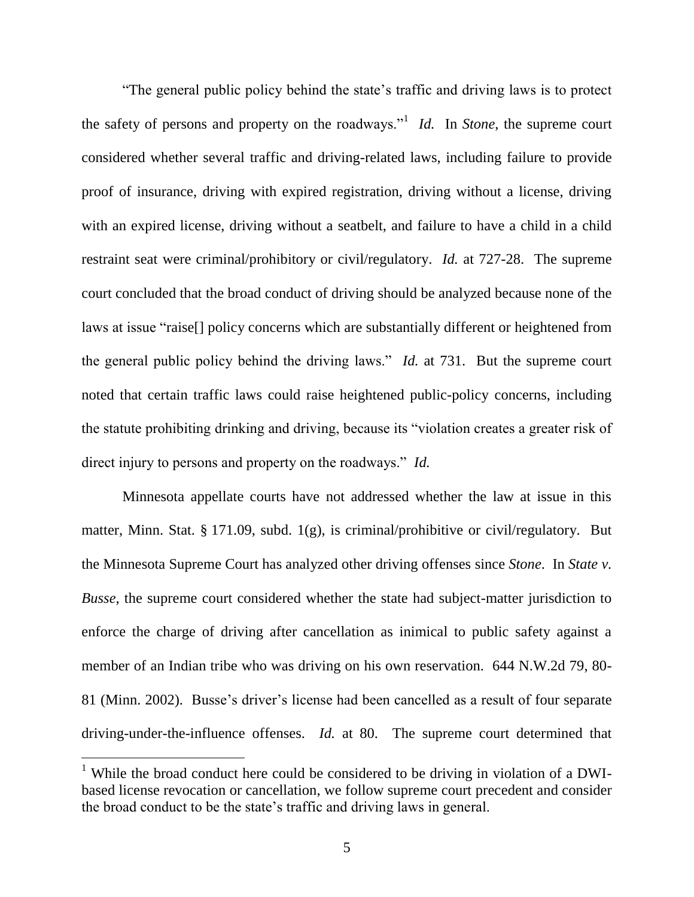"The general public policy behind the state's traffic and driving laws is to protect the safety of persons and property on the roadways."[1] *Id.* In *Stone*, the supreme court considered whether several traffic and driving-related laws, including failure to provide proof of insurance, driving with expired registration, driving without a license, driving with an expired license, driving without a seatbelt, and failure to have a child in a child restraint seat were criminal/prohibitory or civil/regulatory. *Id.* at 727-28. The supreme court concluded that the broad conduct of driving should be analyzed because none of the laws at issue "raise[] policy concerns which are substantially different or heightened from the general public policy behind the driving laws." *Id.* at 731. But the supreme court noted that certain traffic laws could raise heightened public-policy concerns, including the statute prohibiting drinking and driving, because its "violation creates a greater risk of direct injury to persons and property on the roadways." *Id.*

Minnesota appellate courts have not addressed whether the law at issue in this matter, Minn. Stat. § 171.09, subd. 1(g), is criminal/prohibitive or civil/regulatory. But the Minnesota Supreme Court has analyzed other driving offenses since *Stone*. In *State v. Busse*, the supreme court considered whether the state had subject-matter jurisdiction to enforce the charge of driving after cancellation as inimical to public safety against a member of an Indian tribe who was driving on his own reservation. 644 N.W.2d 79, 80-81 (Minn. 2002). Busse's driver's license had been cancelled as a result of four separate driving-under-the-influence offenses. *Id.* at 80. The supreme court determined that

---

[1] While the broad conduct here could be considered to be driving in violation of a DWI-based license revocation or cancellation, we follow supreme court precedent and consider the broad conduct to be the state's traffic and driving laws in general.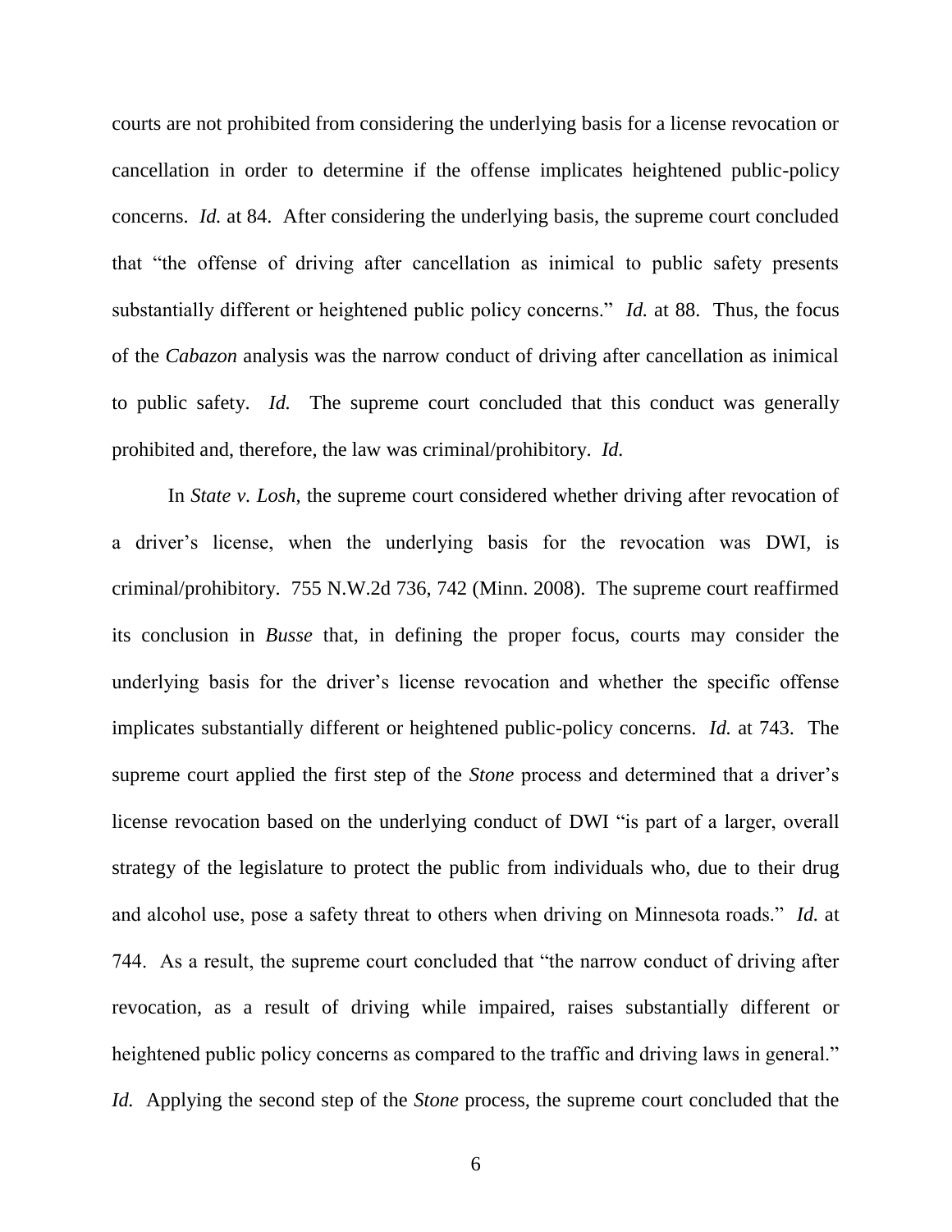courts are not prohibited from considering the underlying basis for a license revocation or cancellation in order to determine if the offense implicates heightened public-policy concerns. *Id.* at 84. After considering the underlying basis, the supreme court concluded that "the offense of driving after cancellation as inimical to public safety presents substantially different or heightened public policy concerns." *Id.* at 88. Thus, the focus of the *Cabazon* analysis was the narrow conduct of driving after cancellation as inimical to public safety. *Id.* The supreme court concluded that this conduct was generally prohibited and, therefore, the law was criminal/prohibitory. *Id.*

In *State v. Losh*, the supreme court considered whether driving after revocation of a driver's license, when the underlying basis for the revocation was DWI, is criminal/prohibitory. 755 N.W.2d 736, 742 (Minn. 2008). The supreme court reaffirmed its conclusion in *Busse* that, in defining the proper focus, courts may consider the underlying basis for the driver's license revocation and whether the specific offense implicates substantially different or heightened public-policy concerns. *Id.* at 743. The supreme court applied the first step of the *Stone* process and determined that a driver's license revocation based on the underlying conduct of DWI "is part of a larger, overall strategy of the legislature to protect the public from individuals who, due to their drug and alcohol use, pose a safety threat to others when driving on Minnesota roads." *Id.* at 744. As a result, the supreme court concluded that "the narrow conduct of driving after revocation, as a result of driving while impaired, raises substantially different or heightened public policy concerns as compared to the traffic and driving laws in general." *Id.* Applying the second step of the *Stone* process, the supreme court concluded that the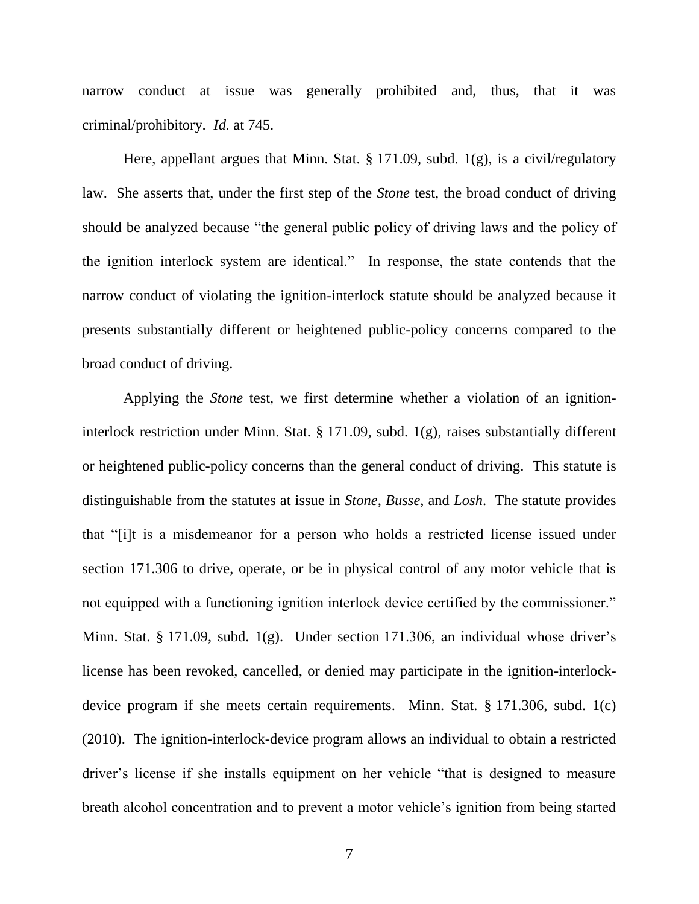narrow conduct at issue was generally prohibited and, thus, that it was criminal/prohibitory. *Id.* at 745.

Here, appellant argues that Minn. Stat. § 171.09, subd. 1(g), is a civil/regulatory law. She asserts that, under the first step of the *Stone* test, the broad conduct of driving should be analyzed because "the general public policy of driving laws and the policy of the ignition interlock system are identical." In response, the state contends that the narrow conduct of violating the ignition-interlock statute should be analyzed because it presents substantially different or heightened public-policy concerns compared to the broad conduct of driving.

Applying the *Stone* test, we first determine whether a violation of an ignition-interlock restriction under Minn. Stat. § 171.09, subd. 1(g), raises substantially different or heightened public-policy concerns than the general conduct of driving. This statute is distinguishable from the statutes at issue in *Stone*, *Busse*, and *Losh*. The statute provides that "[i]t is a misdemeanor for a person who holds a restricted license issued under section 171.306 to drive, operate, or be in physical control of any motor vehicle that is not equipped with a functioning ignition interlock device certified by the commissioner." Minn. Stat. § 171.09, subd. 1(g). Under section 171.306, an individual whose driver's license has been revoked, cancelled, or denied may participate in the ignition-interlock-device program if she meets certain requirements. Minn. Stat. § 171.306, subd. 1(c) (2010). The ignition-interlock-device program allows an individual to obtain a restricted driver's license if she installs equipment on her vehicle "that is designed to measure breath alcohol concentration and to prevent a motor vehicle's ignition from being started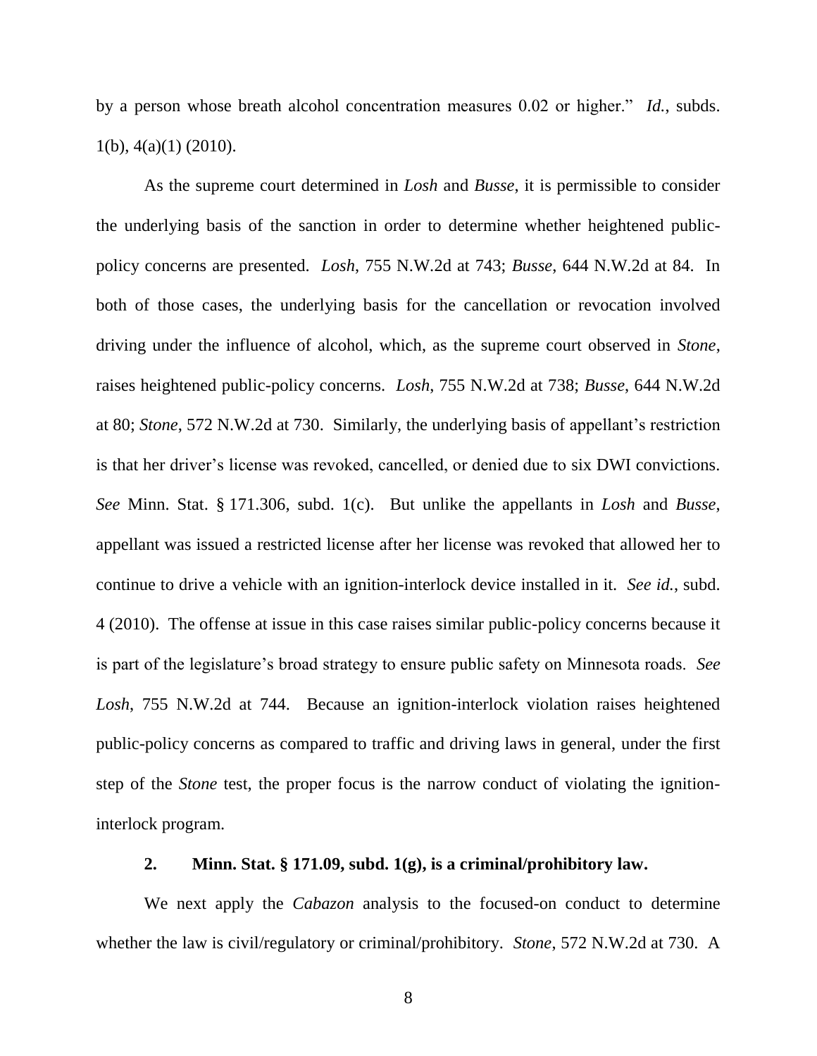by a person whose breath alcohol concentration measures 0.02 or higher." *Id.*, subds. 1(b), 4(a)(1) (2010).

As the supreme court determined in *Losh* and *Busse*, it is permissible to consider the underlying basis of the sanction in order to determine whether heightened public-policy concerns are presented. *Losh*, 755 N.W.2d at 743; *Busse*, 644 N.W.2d at 84. In both of those cases, the underlying basis for the cancellation or revocation involved driving under the influence of alcohol, which, as the supreme court observed in *Stone*, raises heightened public-policy concerns. *Losh*, 755 N.W.2d at 738; *Busse*, 644 N.W.2d at 80; *Stone*, 572 N.W.2d at 730. Similarly, the underlying basis of appellant's restriction is that her driver's license was revoked, cancelled, or denied due to six DWI convictions. *See* Minn. Stat. § 171.306, subd. 1(c). But unlike the appellants in *Losh* and *Busse*, appellant was issued a restricted license after her license was revoked that allowed her to continue to drive a vehicle with an ignition-interlock device installed in it. *See id.*, subd. 4 (2010). The offense at issue in this case raises similar public-policy concerns because it is part of the legislature's broad strategy to ensure public safety on Minnesota roads. *See Losh*, 755 N.W.2d at 744. Because an ignition-interlock violation raises heightened public-policy concerns as compared to traffic and driving laws in general, under the first step of the *Stone* test, the proper focus is the narrow conduct of violating the ignition-interlock program.

### 2. Minn. Stat. § 171.09, subd. 1(g), is a criminal/prohibitory law.

We next apply the *Cabazon* analysis to the focused-on conduct to determine whether the law is civil/regulatory or criminal/prohibitory. *Stone*, 572 N.W.2d at 730. A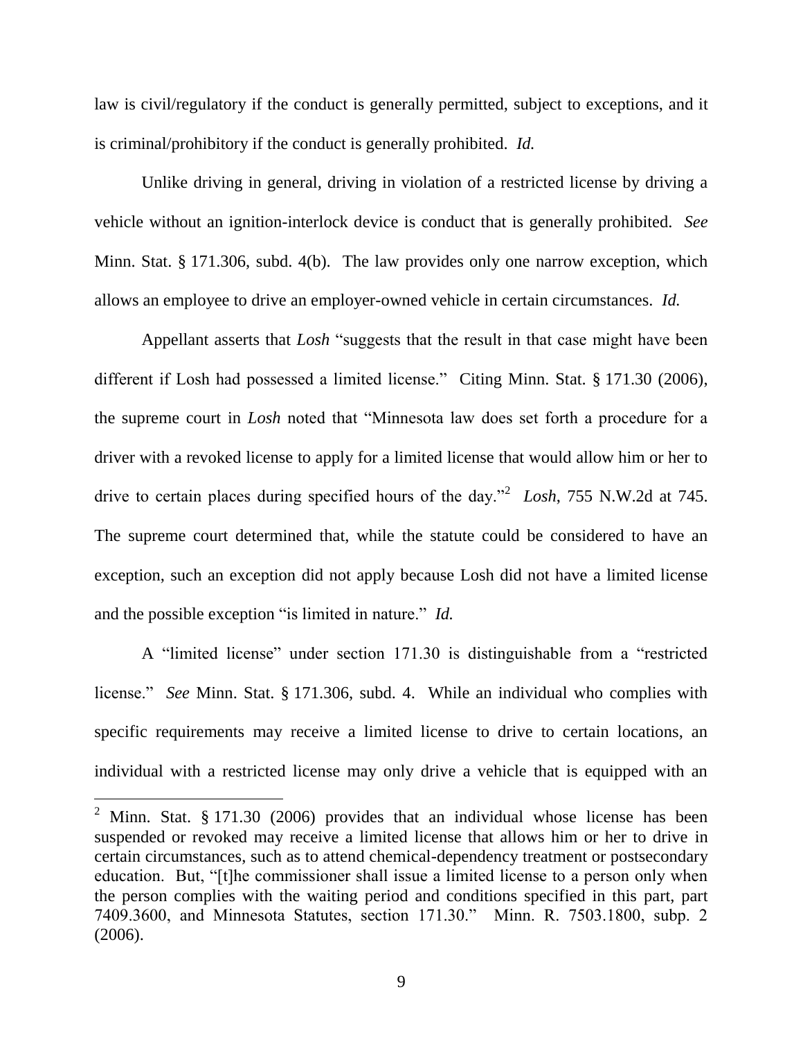law is civil/regulatory if the conduct is generally permitted, subject to exceptions, and it is criminal/prohibitory if the conduct is generally prohibited. *Id.*

Unlike driving in general, driving in violation of a restricted license by driving a vehicle without an ignition-interlock device is conduct that is generally prohibited. *See* Minn. Stat. § 171.306, subd. 4(b). The law provides only one narrow exception, which allows an employee to drive an employer-owned vehicle in certain circumstances. *Id.*

Appellant asserts that *Losh* "suggests that the result in that case might have been different if Losh had possessed a limited license." Citing Minn. Stat. § 171.30 (2006), the supreme court in *Losh* noted that "Minnesota law does set forth a procedure for a driver with a revoked license to apply for a limited license that would allow him or her to drive to certain places during specified hours of the day."[2] *Losh*, 755 N.W.2d at 745. The supreme court determined that, while the statute could be considered to have an exception, such an exception did not apply because Losh did not have a limited license and the possible exception "is limited in nature." *Id.*

A "limited license" under section 171.30 is distinguishable from a "restricted license." *See* Minn. Stat. § 171.306, subd. 4. While an individual who complies with specific requirements may receive a limited license to drive to certain locations, an individual with a restricted license may only drive a vehicle that is equipped with an

[2] Minn. Stat. § 171.30 (2006) provides that an individual whose license has been suspended or revoked may receive a limited license that allows him or her to drive in certain circumstances, such as to attend chemical-dependency treatment or postsecondary education. But, "[t]he commissioner shall issue a limited license to a person only when the person complies with the waiting period and conditions specified in this part, part 7409.3600, and Minnesota Statutes, section 171.30." Minn. R. 7503.1800, subp. 2 (2006).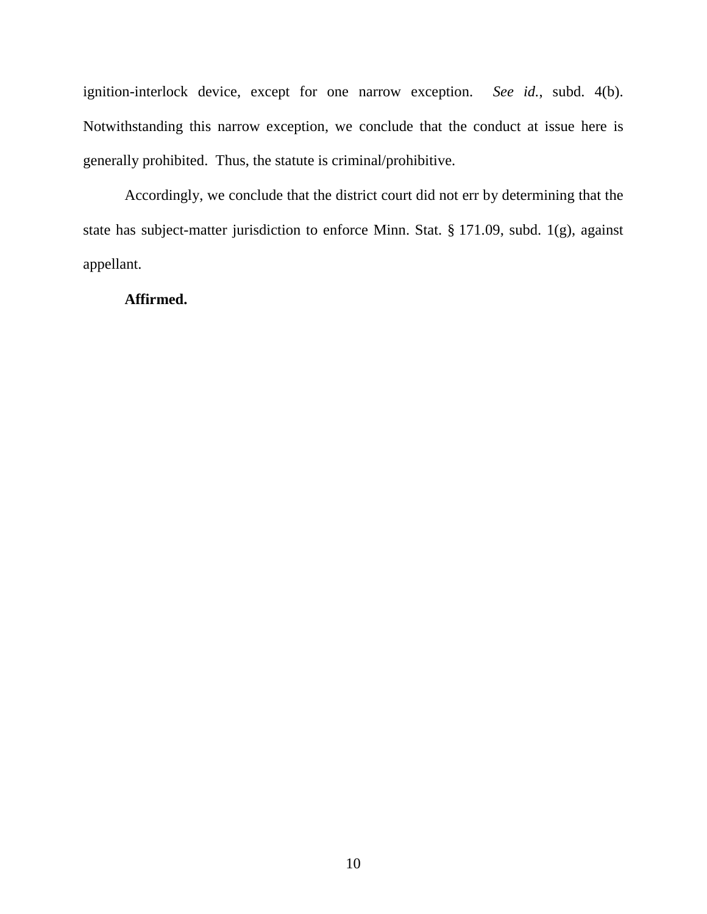ignition-interlock device, except for one narrow exception. *See id.*, subd. 4(b). Notwithstanding this narrow exception, we conclude that the conduct at issue here is generally prohibited. Thus, the statute is criminal/prohibitive.

Accordingly, we conclude that the district court did not err by determining that the state has subject-matter jurisdiction to enforce Minn. Stat. § 171.09, subd. 1(g), against appellant.

**Affirmed.**